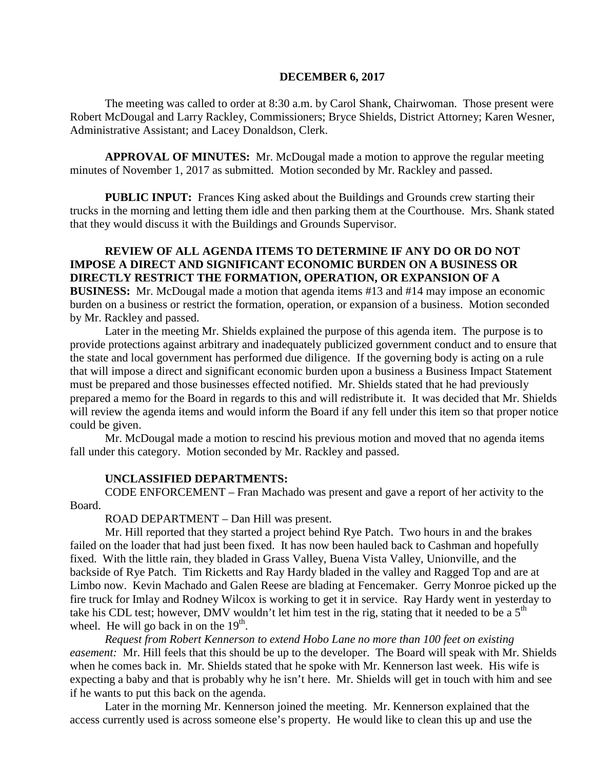**DECEMBER 6, 2017**

The meeting was called to order at 8:30 a.m. by Carol Shank, Chairwoman. Those present were Robert McDougal and Larry Rackley, Commissioners; Bryce Shields, District Attorney; Karen Wesner, Administrative Assistant; and Lacey Donaldson, Clerk.

**APPROVAL OF MINUTES:** Mr. McDougal made a motion to approve the regular meeting minutes of November 1, 2017 as submitted. Motion seconded by Mr. Rackley and passed.

**PUBLIC INPUT:** Frances King asked about the Buildings and Grounds crew starting their trucks in the morning and letting them idle and then parking them at the Courthouse. Mrs. Shank stated that they would discuss it with the Buildings and Grounds Supervisor.

**REVIEW OF ALL AGENDA ITEMS TO DETERMINE IF ANY DO OR DO NOT IMPOSE A DIRECT AND SIGNIFICANT ECONOMIC BURDEN ON A BUSINESS OR DIRECTLY RESTRICT THE FORMATION, OPERATION, OR EXPANSION OF A BUSINESS:** Mr. McDougal made a motion that agenda items #13 and #14 may impose an economic burden on a business or restrict the formation, operation, or expansion of a business. Motion seconded by Mr. Rackley and passed.

Later in the meeting Mr. Shields explained the purpose of this agenda item. The purpose is to provide protections against arbitrary and inadequately publicized government conduct and to ensure that the state and local government has performed due diligence. If the governing body is acting on a rule that will impose a direct and significant economic burden upon a business a Business Impact Statement must be prepared and those businesses effected notified. Mr. Shields stated that he had previously prepared a memo for the Board in regards to this and will redistribute it. It was decided that Mr. Shields will review the agenda items and would inform the Board if any fell under this item so that proper notice could be given.

Mr. McDougal made a motion to rescind his previous motion and moved that no agenda items fall under this category. Motion seconded by Mr. Rackley and passed.

**UNCLASSIFIED DEPARTMENTS:**

CODE ENFORCEMENT – Fran Machado was present and gave a report of her activity to the Board.

ROAD DEPARTMENT – Dan Hill was present.

Mr. Hill reported that they started a project behind Rye Patch. Two hours in and the brakes failed on the loader that had just been fixed. It has now been hauled back to Cashman and hopefully fixed. With the little rain, they bladed in Grass Valley, Buena Vista Valley, Unionville, and the backside of Rye Patch. Tim Ricketts and Ray Hardy bladed in the valley and Ragged Top and are at Limbo now. Kevin Machado and Galen Reese are blading at Fencemaker. Gerry Monroe picked up the fire truck for Imlay and Rodney Wilcox is working to get it in service. Ray Hardy went in yesterday to take his CDL test; however, DMV wouldn't let him test in the rig, stating that it needed to be a 5th wheel. He will go back in on the 19th.

*Request from Robert Kennerson to extend Hobo Lane no more than 100 feet on existing easement:* Mr. Hill feels that this should be up to the developer. The Board will speak with Mr. Shields when he comes back in. Mr. Shields stated that he spoke with Mr. Kennerson last week. His wife is expecting a baby and that is probably why he isn't here. Mr. Shields will get in touch with him and see if he wants to put this back on the agenda.

Later in the morning Mr. Kennerson joined the meeting. Mr. Kennerson explained that the access currently used is across someone else's property. He would like to clean this up and use the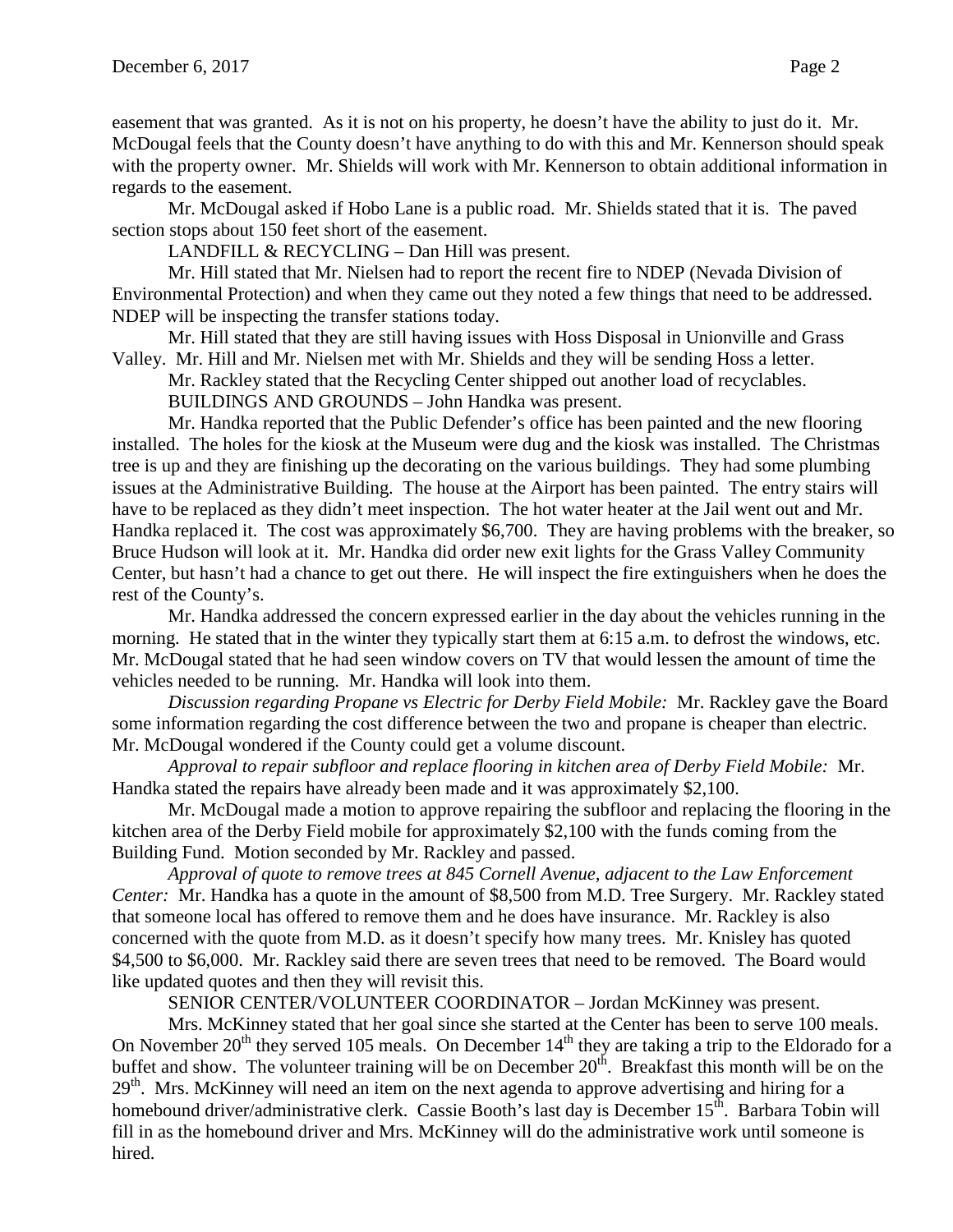easement that was granted. As it is not on his property, he doesn't have the ability to just do it. Mr. McDougal feels that the County doesn't have anything to do with this and Mr. Kennerson should speak with the property owner. Mr. Shields will work with Mr. Kennerson to obtain additional information in regards to the easement.

Mr. McDougal asked if Hobo Lane is a public road. Mr. Shields stated that it is. The paved section stops about 150 feet short of the easement.

LANDFILL & RECYCLING – Dan Hill was present.

Mr. Hill stated that Mr. Nielsen had to report the recent fire to NDEP (Nevada Division of Environmental Protection) and when they came out they noted a few things that need to be addressed. NDEP will be inspecting the transfer stations today.

Mr. Hill stated that they are still having issues with Hoss Disposal in Unionville and Grass Valley. Mr. Hill and Mr. Nielsen met with Mr. Shields and they will be sending Hoss a letter.

Mr. Rackley stated that the Recycling Center shipped out another load of recyclables.

BUILDINGS AND GROUNDS – John Handka was present.

Mr. Handka reported that the Public Defender's office has been painted and the new flooring installed. The holes for the kiosk at the Museum were dug and the kiosk was installed. The Christmas tree is up and they are finishing up the decorating on the various buildings. They had some plumbing issues at the Administrative Building. The house at the Airport has been painted. The entry stairs will have to be replaced as they didn't meet inspection. The hot water heater at the Jail went out and Mr. Handka replaced it. The cost was approximately $6,700. They are having problems with the breaker, so Bruce Hudson will look at it. Mr. Handka did order new exit lights for the Grass Valley Community Center, but hasn't had a chance to get out there. He will inspect the fire extinguishers when he does the rest of the County's.

Mr. Handka addressed the concern expressed earlier in the day about the vehicles running in the morning. He stated that in the winter they typically start them at 6:15 a.m. to defrost the windows, etc. Mr. McDougal stated that he had seen window covers on TV that would lessen the amount of time the vehicles needed to be running. Mr. Handka will look into them.

*Discussion regarding Propane vs Electric for Derby Field Mobile:* Mr. Rackley gave the Board some information regarding the cost difference between the two and propane is cheaper than electric. Mr. McDougal wondered if the County could get a volume discount.

*Approval to repair subfloor and replace flooring in kitchen area of Derby Field Mobile:* Mr. Handka stated the repairs have already been made and it was approximately $2,100.

Mr. McDougal made a motion to approve repairing the subfloor and replacing the flooring in the kitchen area of the Derby Field mobile for approximately $2,100 with the funds coming from the Building Fund. Motion seconded by Mr. Rackley and passed.

*Approval of quote to remove trees at 845 Cornell Avenue, adjacent to the Law Enforcement Center:* Mr. Handka has a quote in the amount of $8,500 from M.D. Tree Surgery. Mr. Rackley stated that someone local has offered to remove them and he does have insurance. Mr. Rackley is also concerned with the quote from M.D. as it doesn't specify how many trees. Mr. Knisley has quoted $4,500 to $6,000. Mr. Rackley said there are seven trees that need to be removed. The Board would like updated quotes and then they will revisit this.

SENIOR CENTER/VOLUNTEER COORDINATOR – Jordan McKinney was present.

Mrs. McKinney stated that her goal since she started at the Center has been to serve 100 meals. On November 20th they served 105 meals. On December 14th they are taking a trip to the Eldorado for a buffet and show. The volunteer training will be on December 20th. Breakfast this month will be on the 29th. Mrs. McKinney will need an item on the next agenda to approve advertising and hiring for a homebound driver/administrative clerk. Cassie Booth's last day is December 15th. Barbara Tobin will fill in as the homebound driver and Mrs. McKinney will do the administrative work until someone is hired.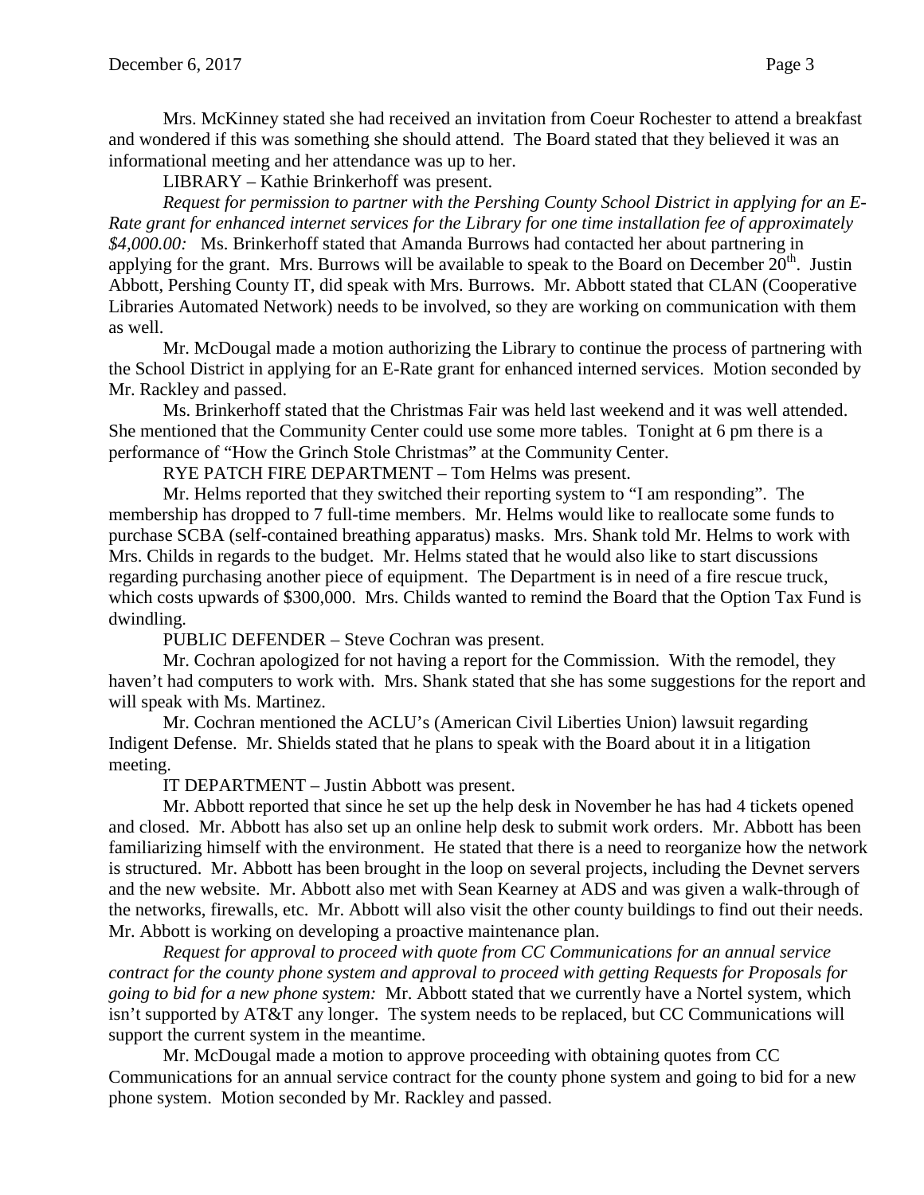Mrs. McKinney stated she had received an invitation from Coeur Rochester to attend a breakfast and wondered if this was something she should attend. The Board stated that they believed it was an informational meeting and her attendance was up to her.

LIBRARY – Kathie Brinkerhoff was present.

*Request for permission to partner with the Pershing County School District in applying for an E-Rate grant for enhanced internet services for the Library for one time installation fee of approximately $4,000.00:* Ms. Brinkerhoff stated that Amanda Burrows had contacted her about partnering in applying for the grant. Mrs. Burrows will be available to speak to the Board on December 20th. Justin Abbott, Pershing County IT, did speak with Mrs. Burrows. Mr. Abbott stated that CLAN (Cooperative Libraries Automated Network) needs to be involved, so they are working on communication with them as well.

Mr. McDougal made a motion authorizing the Library to continue the process of partnering with the School District in applying for an E-Rate grant for enhanced interned services. Motion seconded by Mr. Rackley and passed.

Ms. Brinkerhoff stated that the Christmas Fair was held last weekend and it was well attended. She mentioned that the Community Center could use some more tables. Tonight at 6 pm there is a performance of "How the Grinch Stole Christmas" at the Community Center.

RYE PATCH FIRE DEPARTMENT – Tom Helms was present.

Mr. Helms reported that they switched their reporting system to "I am responding". The membership has dropped to 7 full-time members. Mr. Helms would like to reallocate some funds to purchase SCBA (self-contained breathing apparatus) masks. Mrs. Shank told Mr. Helms to work with Mrs. Childs in regards to the budget. Mr. Helms stated that he would also like to start discussions regarding purchasing another piece of equipment. The Department is in need of a fire rescue truck, which costs upwards of $300,000. Mrs. Childs wanted to remind the Board that the Option Tax Fund is dwindling.

PUBLIC DEFENDER – Steve Cochran was present.

Mr. Cochran apologized for not having a report for the Commission. With the remodel, they haven't had computers to work with. Mrs. Shank stated that she has some suggestions for the report and will speak with Ms. Martinez.

Mr. Cochran mentioned the ACLU's (American Civil Liberties Union) lawsuit regarding Indigent Defense. Mr. Shields stated that he plans to speak with the Board about it in a litigation meeting.

IT DEPARTMENT – Justin Abbott was present.

Mr. Abbott reported that since he set up the help desk in November he has had 4 tickets opened and closed. Mr. Abbott has also set up an online help desk to submit work orders. Mr. Abbott has been familiarizing himself with the environment. He stated that there is a need to reorganize how the network is structured. Mr. Abbott has been brought in the loop on several projects, including the Devnet servers and the new website. Mr. Abbott also met with Sean Kearney at ADS and was given a walk-through of the networks, firewalls, etc. Mr. Abbott will also visit the other county buildings to find out their needs. Mr. Abbott is working on developing a proactive maintenance plan.

*Request for approval to proceed with quote from CC Communications for an annual service contract for the county phone system and approval to proceed with getting Requests for Proposals for going to bid for a new phone system:* Mr. Abbott stated that we currently have a Nortel system, which isn't supported by AT&T any longer. The system needs to be replaced, but CC Communications will support the current system in the meantime.

Mr. McDougal made a motion to approve proceeding with obtaining quotes from CC Communications for an annual service contract for the county phone system and going to bid for a new phone system. Motion seconded by Mr. Rackley and passed.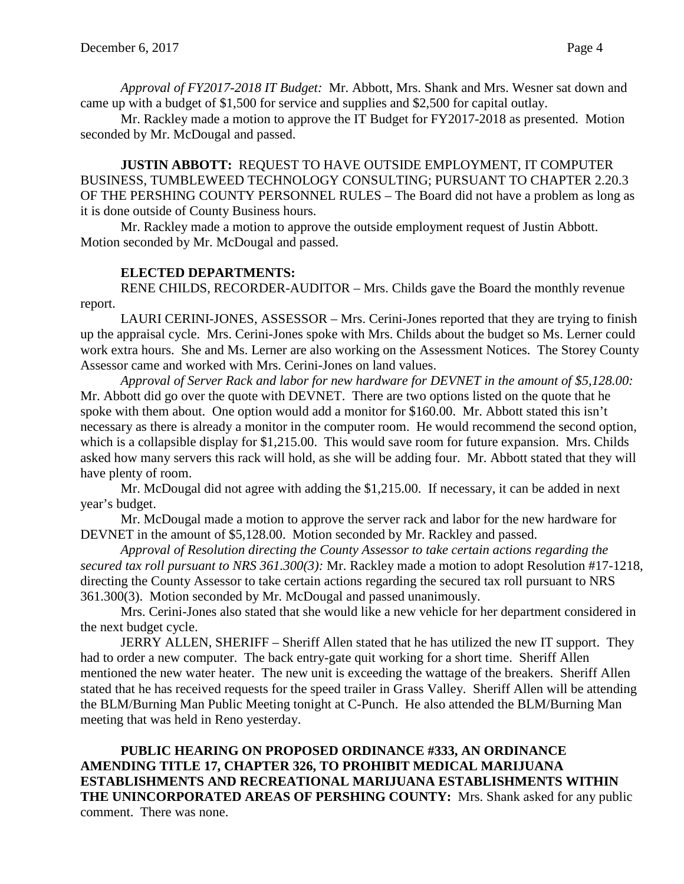*Approval of FY2017-2018 IT Budget:* Mr. Abbott, Mrs. Shank and Mrs. Wesner sat down and came up with a budget of $1,500 for service and supplies and $2,500 for capital outlay.

Mr. Rackley made a motion to approve the IT Budget for FY2017-2018 as presented. Motion seconded by Mr. McDougal and passed.

**JUSTIN ABBOTT:** REQUEST TO HAVE OUTSIDE EMPLOYMENT, IT COMPUTER BUSINESS, TUMBLEWEED TECHNOLOGY CONSULTING; PURSUANT TO CHAPTER 2.20.3 OF THE PERSHING COUNTY PERSONNEL RULES – The Board did not have a problem as long as it is done outside of County Business hours.

Mr. Rackley made a motion to approve the outside employment request of Justin Abbott. Motion seconded by Mr. McDougal and passed.

**ELECTED DEPARTMENTS:**

RENE CHILDS, RECORDER-AUDITOR – Mrs. Childs gave the Board the monthly revenue report.

LAURI CERINI-JONES, ASSESSOR – Mrs. Cerini-Jones reported that they are trying to finish up the appraisal cycle. Mrs. Cerini-Jones spoke with Mrs. Childs about the budget so Ms. Lerner could work extra hours. She and Ms. Lerner are also working on the Assessment Notices. The Storey County Assessor came and worked with Mrs. Cerini-Jones on land values.

*Approval of Server Rack and labor for new hardware for DEVNET in the amount of $5,128.00:* Mr. Abbott did go over the quote with DEVNET. There are two options listed on the quote that he spoke with them about. One option would add a monitor for $160.00. Mr. Abbott stated this isn't necessary as there is already a monitor in the computer room. He would recommend the second option, which is a collapsible display for $1,215.00. This would save room for future expansion. Mrs. Childs asked how many servers this rack will hold, as she will be adding four. Mr. Abbott stated that they will have plenty of room.

Mr. McDougal did not agree with adding the $1,215.00. If necessary, it can be added in next year's budget.

Mr. McDougal made a motion to approve the server rack and labor for the new hardware for DEVNET in the amount of $5,128.00. Motion seconded by Mr. Rackley and passed.

*Approval of Resolution directing the County Assessor to take certain actions regarding the secured tax roll pursuant to NRS 361.300(3):* Mr. Rackley made a motion to adopt Resolution #17-1218, directing the County Assessor to take certain actions regarding the secured tax roll pursuant to NRS 361.300(3). Motion seconded by Mr. McDougal and passed unanimously.

Mrs. Cerini-Jones also stated that she would like a new vehicle for her department considered in the next budget cycle.

JERRY ALLEN, SHERIFF – Sheriff Allen stated that he has utilized the new IT support. They had to order a new computer. The back entry-gate quit working for a short time. Sheriff Allen mentioned the new water heater. The new unit is exceeding the wattage of the breakers. Sheriff Allen stated that he has received requests for the speed trailer in Grass Valley. Sheriff Allen will be attending the BLM/Burning Man Public Meeting tonight at C-Punch. He also attended the BLM/Burning Man meeting that was held in Reno yesterday.

**PUBLIC HEARING ON PROPOSED ORDINANCE #333, AN ORDINANCE AMENDING TITLE 17, CHAPTER 326, TO PROHIBIT MEDICAL MARIJUANA ESTABLISHMENTS AND RECREATIONAL MARIJUANA ESTABLISHMENTS WITHIN THE UNINCORPORATED AREAS OF PERSHING COUNTY:** Mrs. Shank asked for any public comment. There was none.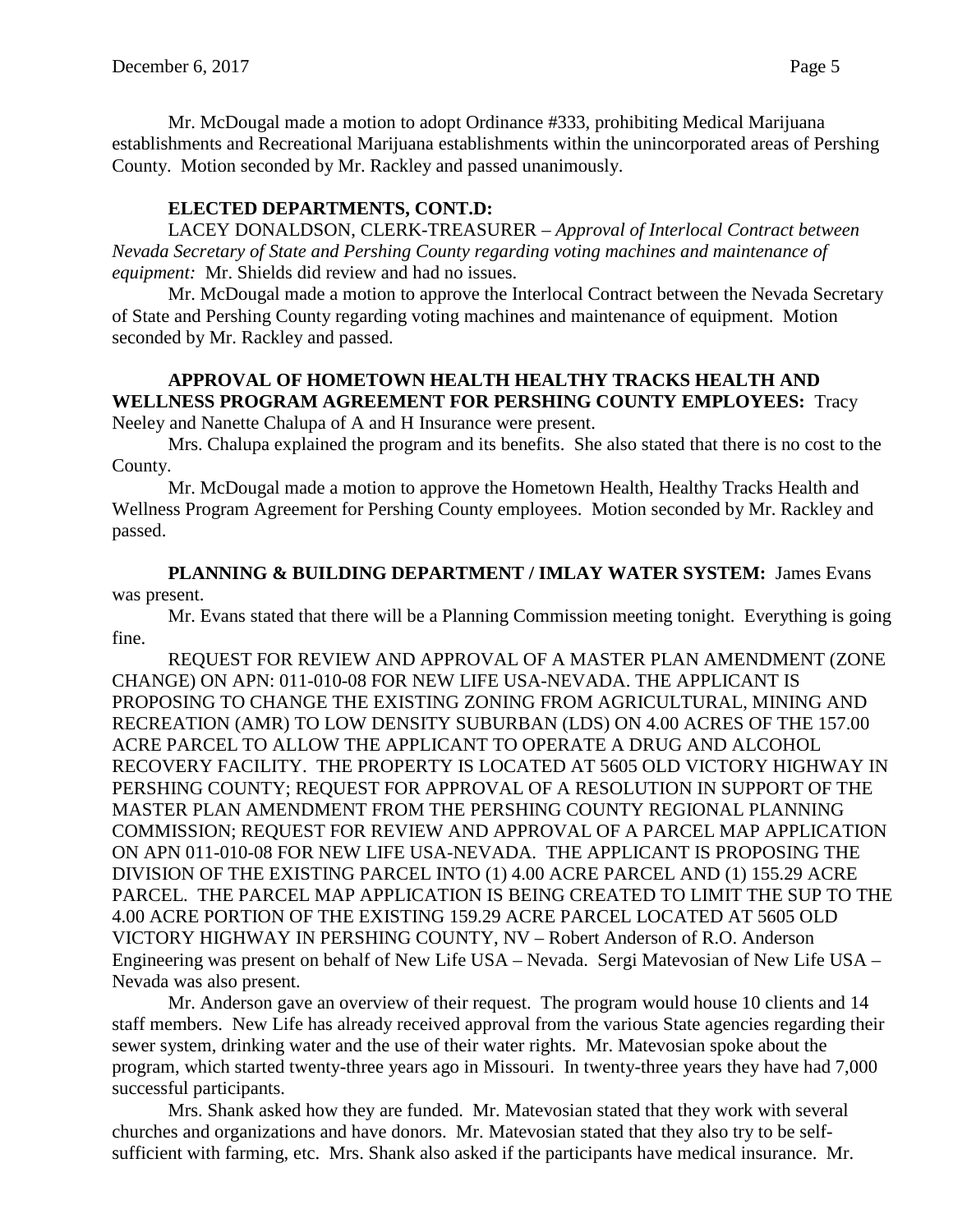Mr. McDougal made a motion to adopt Ordinance #333, prohibiting Medical Marijuana establishments and Recreational Marijuana establishments within the unincorporated areas of Pershing County. Motion seconded by Mr. Rackley and passed unanimously.

**ELECTED DEPARTMENTS, CONT.D:**

LACEY DONALDSON, CLERK-TREASURER – *Approval of Interlocal Contract between Nevada Secretary of State and Pershing County regarding voting machines and maintenance of equipment:* Mr. Shields did review and had no issues.

Mr. McDougal made a motion to approve the Interlocal Contract between the Nevada Secretary of State and Pershing County regarding voting machines and maintenance of equipment. Motion seconded by Mr. Rackley and passed.

**APPROVAL OF HOMETOWN HEALTH HEALTHY TRACKS HEALTH AND WELLNESS PROGRAM AGREEMENT FOR PERSHING COUNTY EMPLOYEES:** Tracy Neeley and Nanette Chalupa of A and H Insurance were present.

Mrs. Chalupa explained the program and its benefits. She also stated that there is no cost to the County.

Mr. McDougal made a motion to approve the Hometown Health, Healthy Tracks Health and Wellness Program Agreement for Pershing County employees. Motion seconded by Mr. Rackley and passed.

**PLANNING & BUILDING DEPARTMENT / IMLAY WATER SYSTEM:** James Evans was present.

Mr. Evans stated that there will be a Planning Commission meeting tonight. Everything is going fine.

REQUEST FOR REVIEW AND APPROVAL OF A MASTER PLAN AMENDMENT (ZONE CHANGE) ON APN: 011-010-08 FOR NEW LIFE USA-NEVADA. THE APPLICANT IS PROPOSING TO CHANGE THE EXISTING ZONING FROM AGRICULTURAL, MINING AND RECREATION (AMR) TO LOW DENSITY SUBURBAN (LDS) ON 4.00 ACRES OF THE 157.00 ACRE PARCEL TO ALLOW THE APPLICANT TO OPERATE A DRUG AND ALCOHOL RECOVERY FACILITY. THE PROPERTY IS LOCATED AT 5605 OLD VICTORY HIGHWAY IN PERSHING COUNTY; REQUEST FOR APPROVAL OF A RESOLUTION IN SUPPORT OF THE MASTER PLAN AMENDMENT FROM THE PERSHING COUNTY REGIONAL PLANNING COMMISSION; REQUEST FOR REVIEW AND APPROVAL OF A PARCEL MAP APPLICATION ON APN 011-010-08 FOR NEW LIFE USA-NEVADA. THE APPLICANT IS PROPOSING THE DIVISION OF THE EXISTING PARCEL INTO (1) 4.00 ACRE PARCEL AND (1) 155.29 ACRE PARCEL. THE PARCEL MAP APPLICATION IS BEING CREATED TO LIMIT THE SUP TO THE 4.00 ACRE PORTION OF THE EXISTING 159.29 ACRE PARCEL LOCATED AT 5605 OLD VICTORY HIGHWAY IN PERSHING COUNTY, NV – Robert Anderson of R.O. Anderson Engineering was present on behalf of New Life USA – Nevada. Sergi Matevosian of New Life USA – Nevada was also present.

Mr. Anderson gave an overview of their request. The program would house 10 clients and 14 staff members. New Life has already received approval from the various State agencies regarding their sewer system, drinking water and the use of their water rights. Mr. Matevosian spoke about the program, which started twenty-three years ago in Missouri. In twenty-three years they have had 7,000 successful participants.

Mrs. Shank asked how they are funded. Mr. Matevosian stated that they work with several churches and organizations and have donors. Mr. Matevosian stated that they also try to be self-sufficient with farming, etc. Mrs. Shank also asked if the participants have medical insurance. Mr.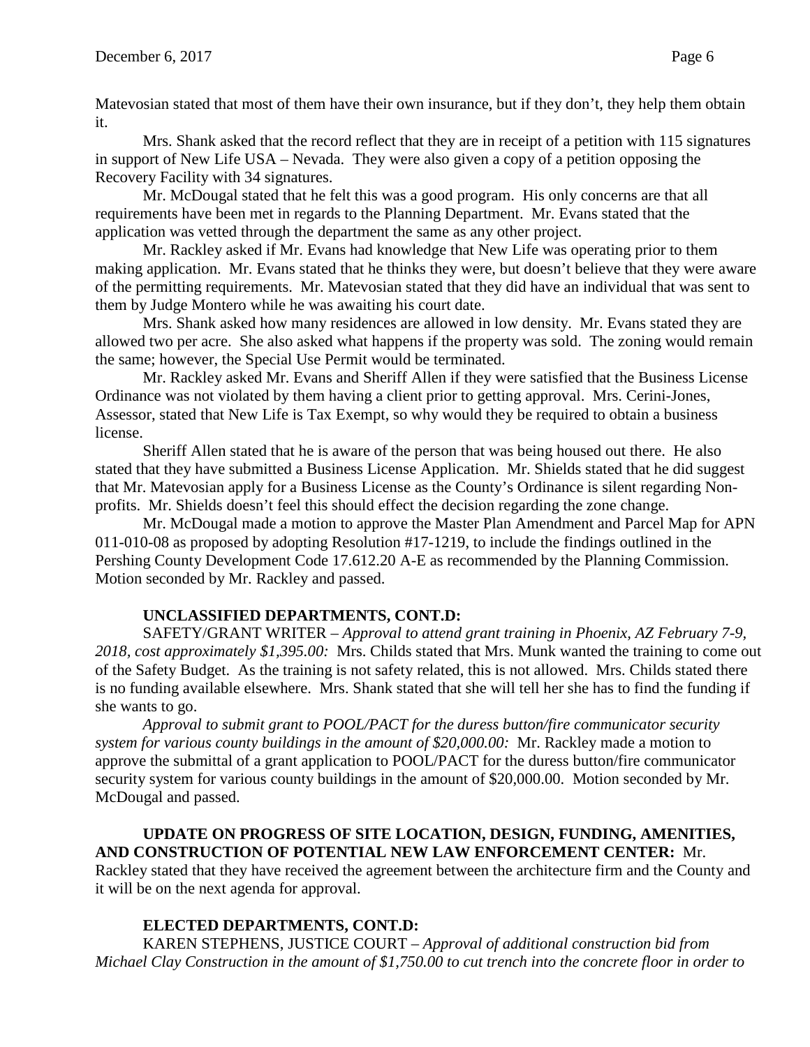Matevosian stated that most of them have their own insurance, but if they don't, they help them obtain it.

Mrs. Shank asked that the record reflect that they are in receipt of a petition with 115 signatures in support of New Life USA – Nevada. They were also given a copy of a petition opposing the Recovery Facility with 34 signatures.

Mr. McDougal stated that he felt this was a good program. His only concerns are that all requirements have been met in regards to the Planning Department. Mr. Evans stated that the application was vetted through the department the same as any other project.

Mr. Rackley asked if Mr. Evans had knowledge that New Life was operating prior to them making application. Mr. Evans stated that he thinks they were, but doesn't believe that they were aware of the permitting requirements. Mr. Matevosian stated that they did have an individual that was sent to them by Judge Montero while he was awaiting his court date.

Mrs. Shank asked how many residences are allowed in low density. Mr. Evans stated they are allowed two per acre. She also asked what happens if the property was sold. The zoning would remain the same; however, the Special Use Permit would be terminated.

Mr. Rackley asked Mr. Evans and Sheriff Allen if they were satisfied that the Business License Ordinance was not violated by them having a client prior to getting approval. Mrs. Cerini-Jones, Assessor, stated that New Life is Tax Exempt, so why would they be required to obtain a business license.

Sheriff Allen stated that he is aware of the person that was being housed out there. He also stated that they have submitted a Business License Application. Mr. Shields stated that he did suggest that Mr. Matevosian apply for a Business License as the County's Ordinance is silent regarding Non-profits. Mr. Shields doesn't feel this should effect the decision regarding the zone change.

Mr. McDougal made a motion to approve the Master Plan Amendment and Parcel Map for APN 011-010-08 as proposed by adopting Resolution #17-1219, to include the findings outlined in the Pershing County Development Code 17.612.20 A-E as recommended by the Planning Commission. Motion seconded by Mr. Rackley and passed.

**UNCLASSIFIED DEPARTMENTS, CONT.D:**

SAFETY/GRANT WRITER – *Approval to attend grant training in Phoenix, AZ February 7-9, 2018, cost approximately $1,395.00:* Mrs. Childs stated that Mrs. Munk wanted the training to come out of the Safety Budget. As the training is not safety related, this is not allowed. Mrs. Childs stated there is no funding available elsewhere. Mrs. Shank stated that she will tell her she has to find the funding if she wants to go.

*Approval to submit grant to POOL/PACT for the duress button/fire communicator security system for various county buildings in the amount of $20,000.00:* Mr. Rackley made a motion to approve the submittal of a grant application to POOL/PACT for the duress button/fire communicator security system for various county buildings in the amount of $20,000.00. Motion seconded by Mr. McDougal and passed.

**UPDATE ON PROGRESS OF SITE LOCATION, DESIGN, FUNDING, AMENITIES, AND CONSTRUCTION OF POTENTIAL NEW LAW ENFORCEMENT CENTER:** Mr. Rackley stated that they have received the agreement between the architecture firm and the County and it will be on the next agenda for approval.

**ELECTED DEPARTMENTS, CONT.D:**

KAREN STEPHENS, JUSTICE COURT – *Approval of additional construction bid from Michael Clay Construction in the amount of $1,750.00 to cut trench into the concrete floor in order to*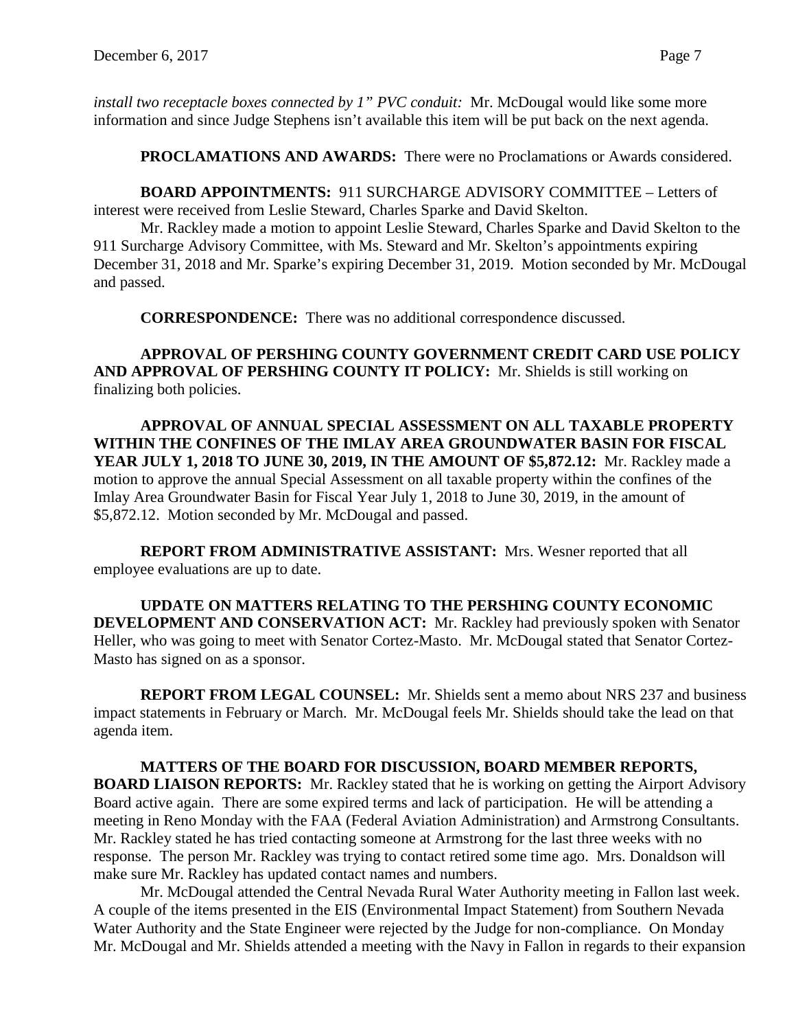*install two receptacle boxes connected by 1" PVC conduit:* Mr. McDougal would like some more information and since Judge Stephens isn't available this item will be put back on the next agenda.

**PROCLAMATIONS AND AWARDS:** There were no Proclamations or Awards considered.

**BOARD APPOINTMENTS:** 911 SURCHARGE ADVISORY COMMITTEE – Letters of interest were received from Leslie Steward, Charles Sparke and David Skelton.

Mr. Rackley made a motion to appoint Leslie Steward, Charles Sparke and David Skelton to the 911 Surcharge Advisory Committee, with Ms. Steward and Mr. Skelton's appointments expiring December 31, 2018 and Mr. Sparke's expiring December 31, 2019. Motion seconded by Mr. McDougal and passed.

**CORRESPONDENCE:** There was no additional correspondence discussed.

**APPROVAL OF PERSHING COUNTY GOVERNMENT CREDIT CARD USE POLICY AND APPROVAL OF PERSHING COUNTY IT POLICY:** Mr. Shields is still working on finalizing both policies.

**APPROVAL OF ANNUAL SPECIAL ASSESSMENT ON ALL TAXABLE PROPERTY WITHIN THE CONFINES OF THE IMLAY AREA GROUNDWATER BASIN FOR FISCAL YEAR JULY 1, 2018 TO JUNE 30, 2019, IN THE AMOUNT OF $5,872.12:** Mr. Rackley made a motion to approve the annual Special Assessment on all taxable property within the confines of the Imlay Area Groundwater Basin for Fiscal Year July 1, 2018 to June 30, 2019, in the amount of $5,872.12. Motion seconded by Mr. McDougal and passed.

**REPORT FROM ADMINISTRATIVE ASSISTANT:** Mrs. Wesner reported that all employee evaluations are up to date.

**UPDATE ON MATTERS RELATING TO THE PERSHING COUNTY ECONOMIC DEVELOPMENT AND CONSERVATION ACT:** Mr. Rackley had previously spoken with Senator Heller, who was going to meet with Senator Cortez-Masto. Mr. McDougal stated that Senator Cortez-Masto has signed on as a sponsor.

**REPORT FROM LEGAL COUNSEL:** Mr. Shields sent a memo about NRS 237 and business impact statements in February or March. Mr. McDougal feels Mr. Shields should take the lead on that agenda item.

**MATTERS OF THE BOARD FOR DISCUSSION, BOARD MEMBER REPORTS, BOARD LIAISON REPORTS:** Mr. Rackley stated that he is working on getting the Airport Advisory Board active again. There are some expired terms and lack of participation. He will be attending a meeting in Reno Monday with the FAA (Federal Aviation Administration) and Armstrong Consultants. Mr. Rackley stated he has tried contacting someone at Armstrong for the last three weeks with no response. The person Mr. Rackley was trying to contact retired some time ago. Mrs. Donaldson will make sure Mr. Rackley has updated contact names and numbers.

Mr. McDougal attended the Central Nevada Rural Water Authority meeting in Fallon last week. A couple of the items presented in the EIS (Environmental Impact Statement) from Southern Nevada Water Authority and the State Engineer were rejected by the Judge for non-compliance. On Monday Mr. McDougal and Mr. Shields attended a meeting with the Navy in Fallon in regards to their expansion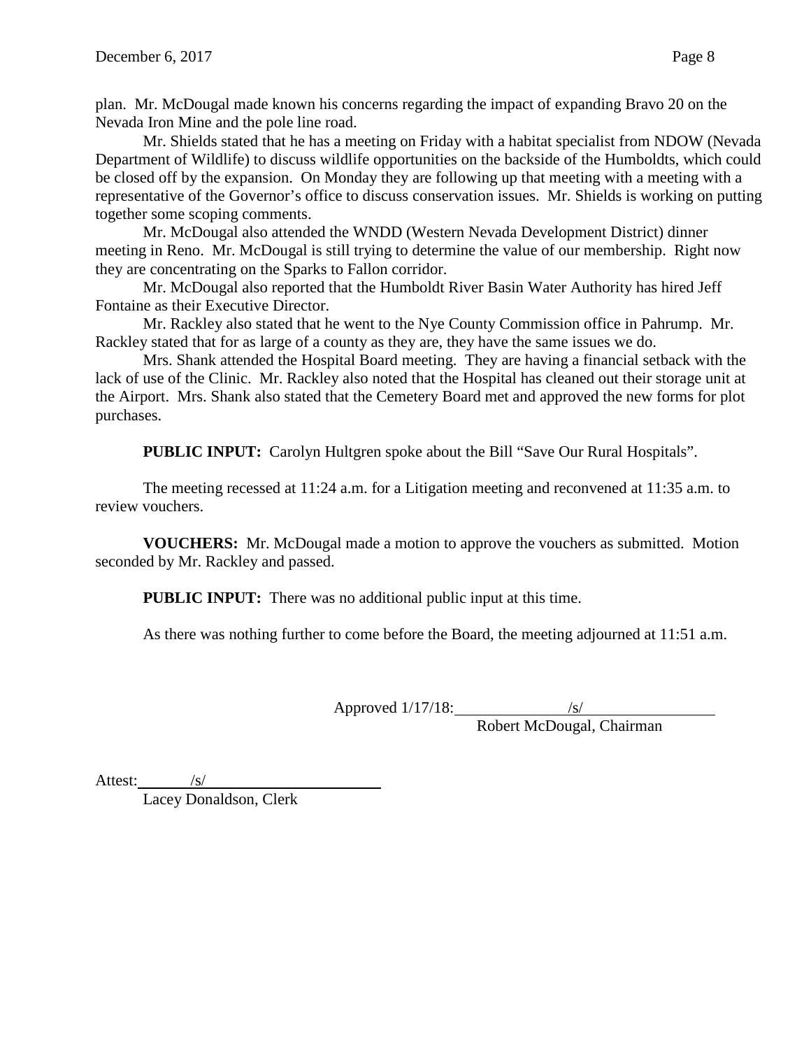plan. Mr. McDougal made known his concerns regarding the impact of expanding Bravo 20 on the Nevada Iron Mine and the pole line road.

Mr. Shields stated that he has a meeting on Friday with a habitat specialist from NDOW (Nevada Department of Wildlife) to discuss wildlife opportunities on the backside of the Humboldts, which could be closed off by the expansion. On Monday they are following up that meeting with a meeting with a representative of the Governor's office to discuss conservation issues. Mr. Shields is working on putting together some scoping comments.

Mr. McDougal also attended the WNDD (Western Nevada Development District) dinner meeting in Reno. Mr. McDougal is still trying to determine the value of our membership. Right now they are concentrating on the Sparks to Fallon corridor.

Mr. McDougal also reported that the Humboldt River Basin Water Authority has hired Jeff Fontaine as their Executive Director.

Mr. Rackley also stated that he went to the Nye County Commission office in Pahrump. Mr. Rackley stated that for as large of a county as they are, they have the same issues we do.

Mrs. Shank attended the Hospital Board meeting. They are having a financial setback with the lack of use of the Clinic. Mr. Rackley also noted that the Hospital has cleaned out their storage unit at the Airport. Mrs. Shank also stated that the Cemetery Board met and approved the new forms for plot purchases.

**PUBLIC INPUT:** Carolyn Hultgren spoke about the Bill "Save Our Rural Hospitals".

The meeting recessed at 11:24 a.m. for a Litigation meeting and reconvened at 11:35 a.m. to review vouchers.

**VOUCHERS:** Mr. McDougal made a motion to approve the vouchers as submitted. Motion seconded by Mr. Rackley and passed.

**PUBLIC INPUT:** There was no additional public input at this time.

As there was nothing further to come before the Board, the meeting adjourned at 11:51 a.m.

Approved 1/17/18: /s/
Robert McDougal, Chairman

Attest: /s/
Lacey Donaldson, Clerk